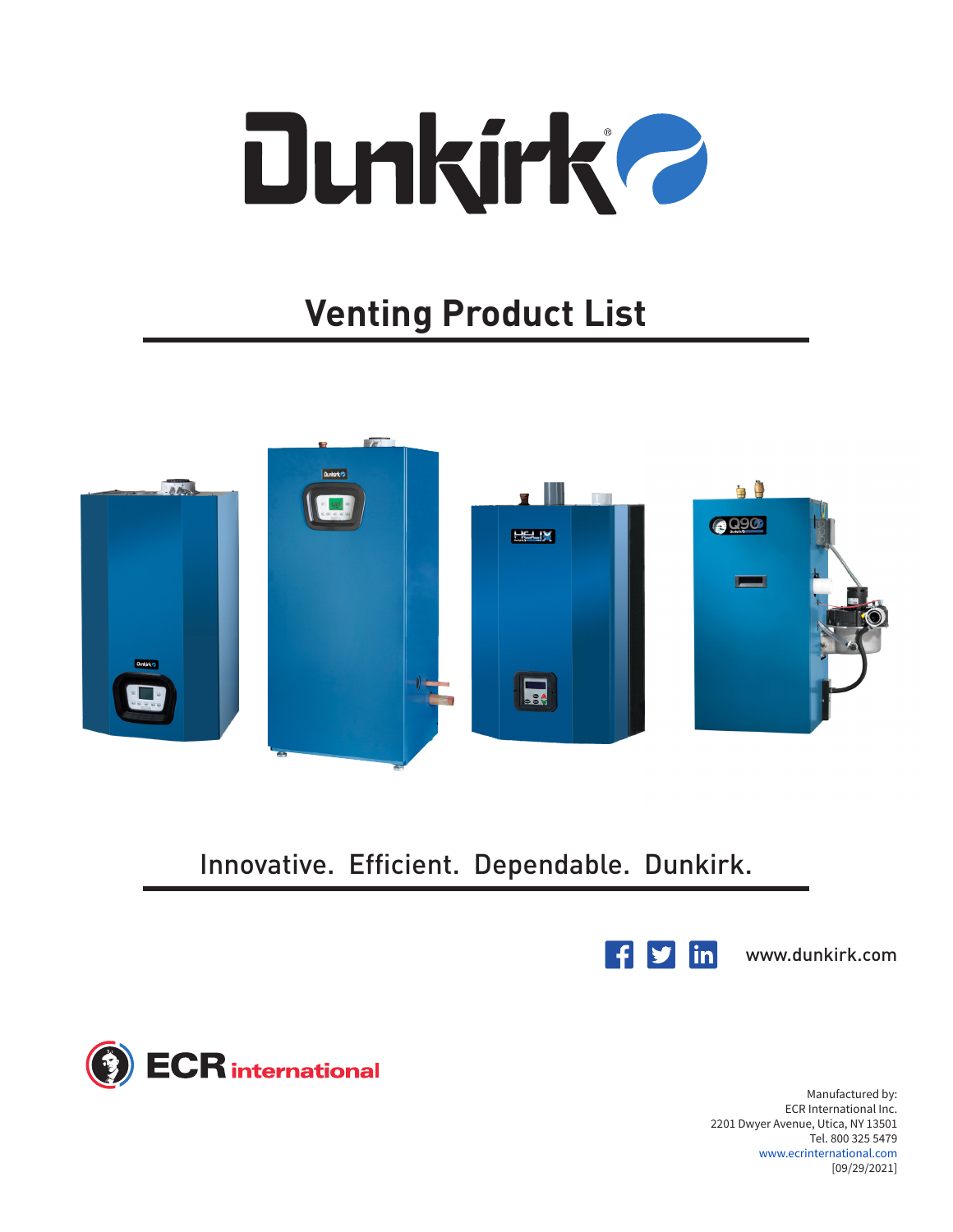# Dunkirk®

## Venting Product List

Innovative. Efficient. Dependable. Dunkirk.

www.dunkirk.com

ECR international

Manufactured by:
ECR International Inc.
2201 Dwyer Avenue, Utica, NY 13501
Tel. 800 325 5479
www.ecrinternational.com
[09/29/2021]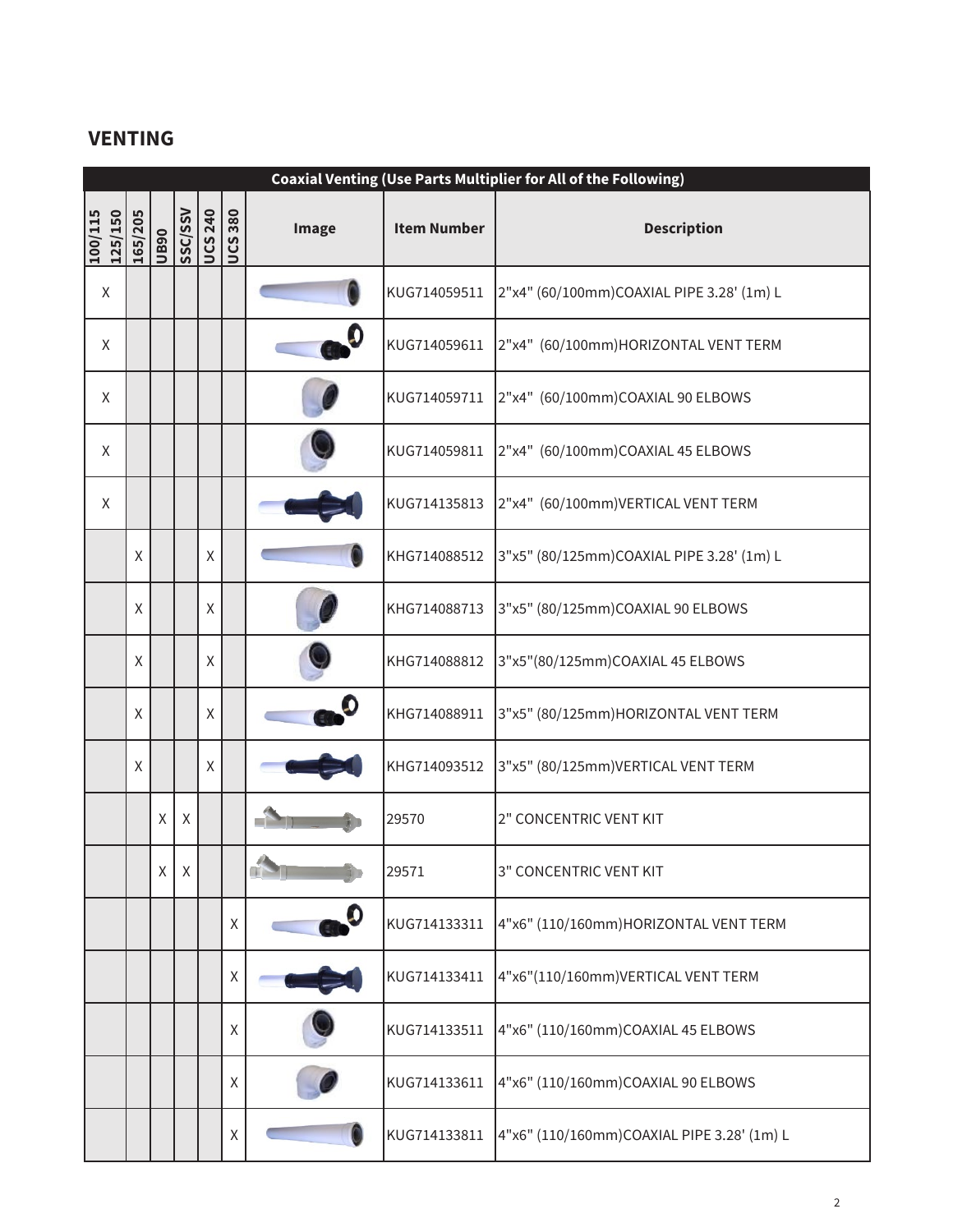## VENTING

| Coaxial Venting (Use Parts Multiplier for All of the Following) | | | | | | | | |
|---|---|---|---|---|---|---|---|---|
| 100/115 125/150 | 165/205 | UB90 | SSC/SSV | UCS 240 | UCS 380 | Image | Item Number | Description |
| X | | | | | | | KUG714059511 | 2"x4" (60/100mm)COAXIAL PIPE 3.28' (1m) L |
| X | | | | | | | KUG714059611 | 2"x4" (60/100mm)HORIZONTAL VENT TERM |
| X | | | | | | | KUG714059711 | 2"x4" (60/100mm)COAXIAL 90 ELBOWS |
| X | | | | | | | KUG714059811 | 2"x4" (60/100mm)COAXIAL 45 ELBOWS |
| X | | | | | | | KUG714135813 | 2"x4" (60/100mm)VERTICAL VENT TERM |
| | X | | | X | | | KHG714088512 | 3"x5" (80/125mm)COAXIAL PIPE 3.28' (1m) L |
| | X | | | X | | | KHG714088713 | 3"x5" (80/125mm)COAXIAL 90 ELBOWS |
| | X | | | X | | | KHG714088812 | 3"x5"(80/125mm)COAXIAL 45 ELBOWS |
| | X | | | X | | | KHG714088911 | 3"x5" (80/125mm)HORIZONTAL VENT TERM |
| | X | | | X | | | KHG714093512 | 3"x5" (80/125mm)VERTICAL VENT TERM |
| | | X | X | | | | 29570 | 2" CONCENTRIC VENT KIT |
| | | X | X | | | | 29571 | 3" CONCENTRIC VENT KIT |
| | | | | | X | | KUG714133311 | 4"x6" (110/160mm)HORIZONTAL VENT TERM |
| | | | | | X | | KUG714133411 | 4"x6"(110/160mm)VERTICAL VENT TERM |
| | | | | | X | | KUG714133511 | 4"x6" (110/160mm)COAXIAL 45 ELBOWS |
| | | | | | X | | KUG714133611 | 4"x6" (110/160mm)COAXIAL 90 ELBOWS |
| | | | | | X | | KUG714133811 | 4"x6" (110/160mm)COAXIAL PIPE 3.28' (1m) L |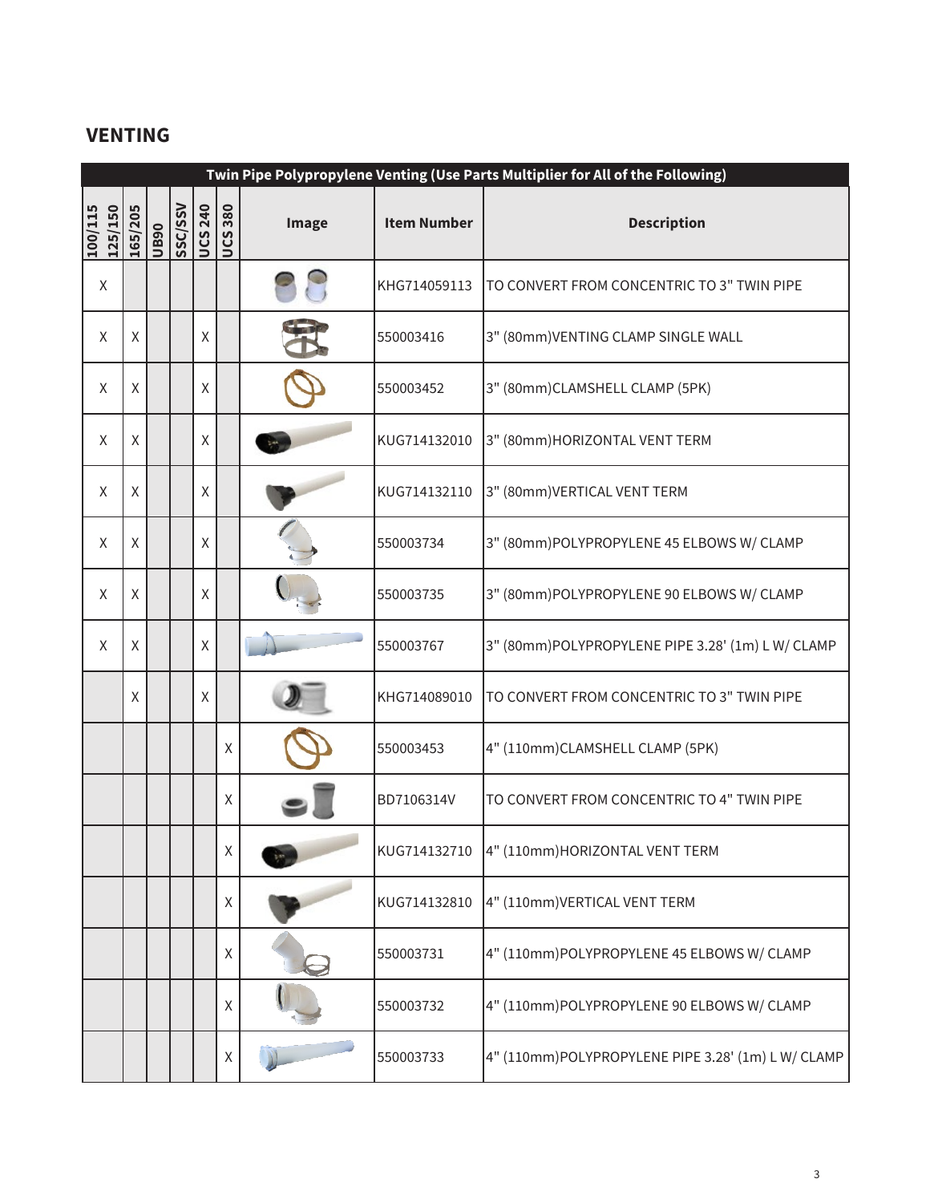## VENTING

| Twin Pipe Polypropylene Venting (Use Parts Multiplier for All of the Following) | | | | | | | | | |
|---|---|---|---|---|---|---|---|---|---|
| 100/115 125/150 | 165/205 | UB90 | SSC/SSV | UCS 240 | UCS 380 | Image | Item Number | Description |
| X | | | | | | | KHG714059113 | TO CONVERT FROM CONCENTRIC TO 3" TWIN PIPE |
| X | X | | | X | | | 550003416 | 3" (80mm)VENTING CLAMP SINGLE WALL |
| X | X | | | X | | | 550003452 | 3" (80mm)CLAMSHELL CLAMP (5PK) |
| X | X | | | X | | | KUG714132010 | 3" (80mm)HORIZONTAL VENT TERM |
| X | X | | | X | | | KUG714132110 | 3" (80mm)VERTICAL VENT TERM |
| X | X | | | X | | | 550003734 | 3" (80mm)POLYPROPYLENE 45 ELBOWS W/ CLAMP |
| X | X | | | X | | | 550003735 | 3" (80mm)POLYPROPYLENE 90 ELBOWS W/ CLAMP |
| X | X | | | X | | | 550003767 | 3" (80mm)POLYPROPYLENE PIPE 3.28' (1m) L W/ CLAMP |
| | X | | | X | | | KHG714089010 | TO CONVERT FROM CONCENTRIC TO 3" TWIN PIPE |
| | | | | | X | | 550003453 | 4" (110mm)CLAMSHELL CLAMP (5PK) |
| | | | | | X | | BD7106314V | TO CONVERT FROM CONCENTRIC TO 4" TWIN PIPE |
| | | | | | X | | KUG714132710 | 4" (110mm)HORIZONTAL VENT TERM |
| | | | | | X | | KUG714132810 | 4" (110mm)VERTICAL VENT TERM |
| | | | | | X | | 550003731 | 4" (110mm)POLYPROPYLENE 45 ELBOWS W/ CLAMP |
| | | | | | X | | 550003732 | 4" (110mm)POLYPROPYLENE 90 ELBOWS W/ CLAMP |
| | | | | | X | | 550003733 | 4" (110mm)POLYPROPYLENE PIPE 3.28' (1m) L W/ CLAMP |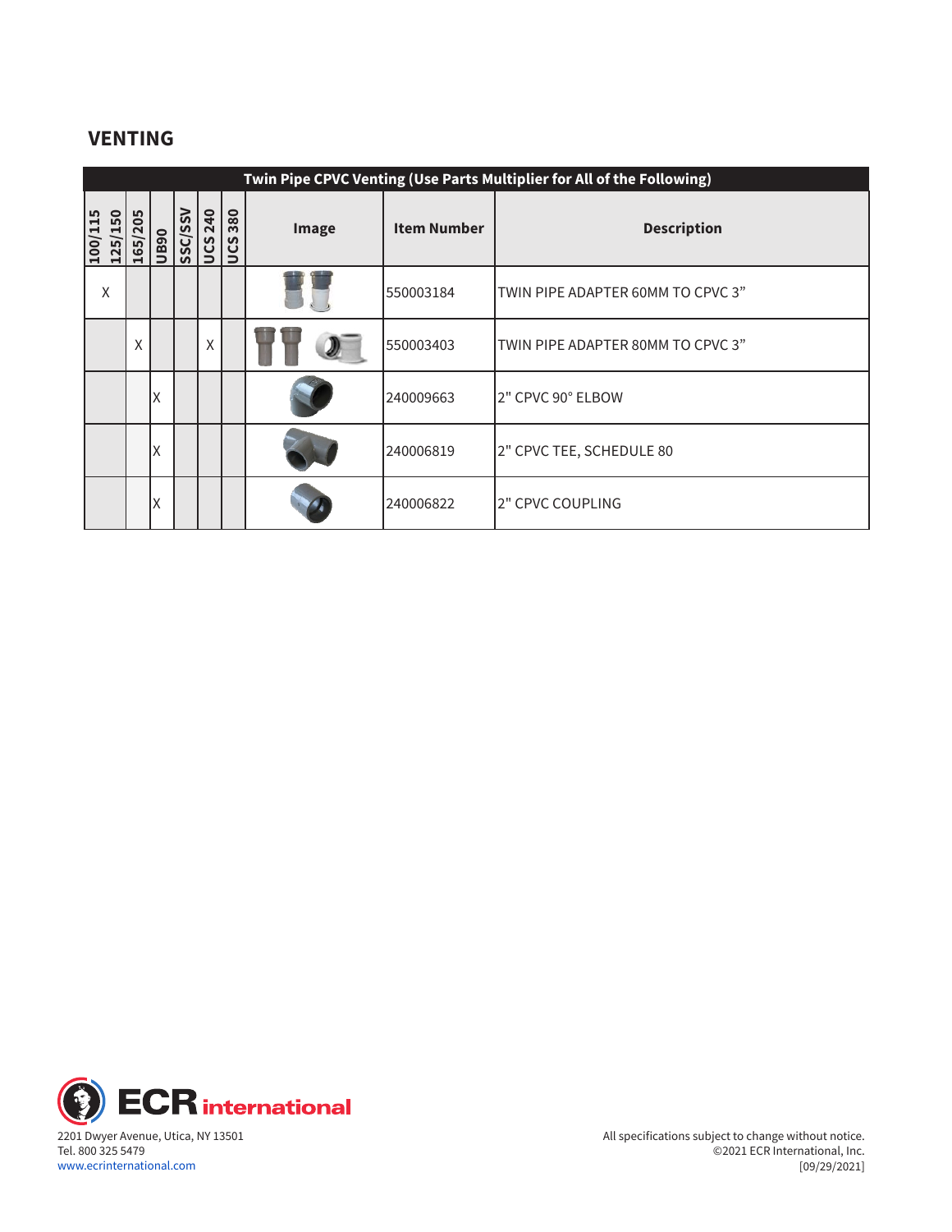## VENTING

| Twin Pipe CPVC Venting (Use Parts Multiplier for All of the Following) | | | | | | | | |
|---|---|---|---|---|---|---|---|---|
| 100/115 125/150 | 165/205 | UB90 | SSC/SSV | UCS 240 | UCS 380 | Image | Item Number | Description |
| X | | | | | | | 550003184 | TWIN PIPE ADAPTER 60MM TO CPVC 3" |
| | X | | | X | | | 550003403 | TWIN PIPE ADAPTER 80MM TO CPVC 3" |
| | | X | | | | | 240009663 | 2" CPVC 90° ELBOW |
| | | X | | | | | 240006819 | 2" CPVC TEE, SCHEDULE 80 |
| | | X | | | | | 240006822 | 2" CPVC COUPLING |

ECR international

2201 Dwyer Avenue, Utica, NY 13501
Tel. 800 325 5479
www.ecrinternational.com

All specifications subject to change without notice.
©2021 ECR International, Inc.
[09/29/2021]